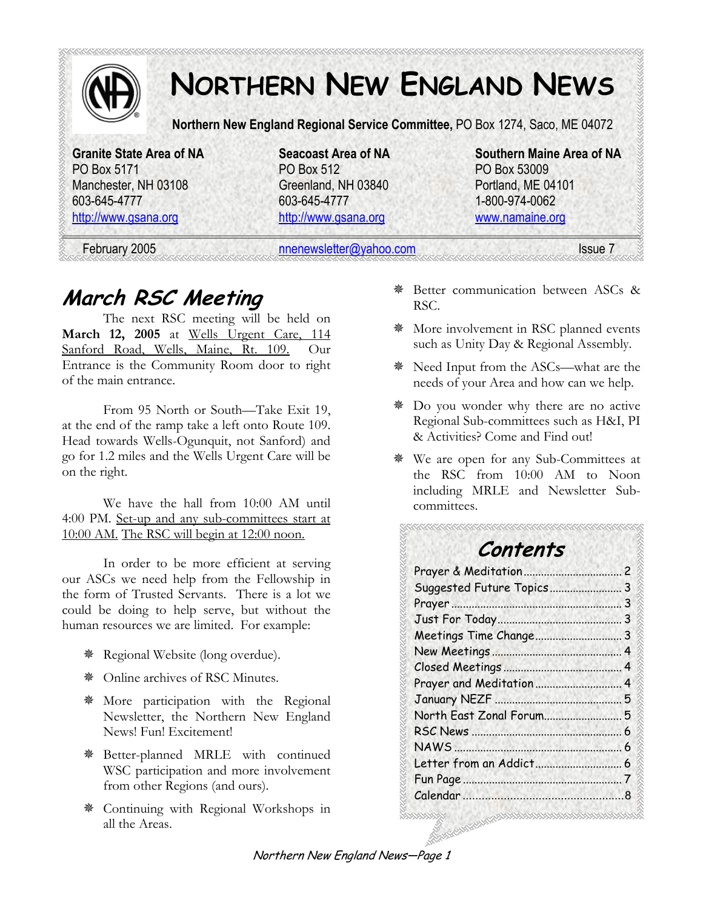# NORTHERN NEW ENGLAND NEWS

**Northern New England Regional Service Committee,** PO Box 1274, Saco, ME 04072

**Granite State Area of NA**
PO Box 5171
Manchester, NH 03108
603-645-4777
http://www.gsana.org

**Seacoast Area of NA**
PO Box 512
Greenland, NH 03840
603-645-4777
http://www.gsana.org

**Southern Maine Area of NA**
PO Box 53009
Portland, ME 04101
1-800-974-0062
www.namaine.org

February 2005 — nnenewsletter@yahoo.com — Issue 7

## March RSC Meeting

The next RSC meeting will be held on **March 12, 2005** at Wells Urgent Care, 114 Sanford Road, Wells, Maine, Rt. 109. Our Entrance is the Community Room door to right of the main entrance.

From 95 North or South—Take Exit 19, at the end of the ramp take a left onto Route 109. Head towards Wells-Ogunquit, not Sanford) and go for 1.2 miles and the Wells Urgent Care will be on the right.

We have the hall from 10:00 AM until 4:00 PM. Set-up and any sub-committees start at 10:00 AM. The RSC will begin at 12:00 noon.

In order to be more efficient at serving our ASCs we need help from the Fellowship in the form of Trusted Servants. There is a lot we could be doing to help serve, but without the human resources we are limited. For example:

- Regional Website (long overdue).
- Online archives of RSC Minutes.
- More participation with the Regional Newsletter, the Northern New England News! Fun! Excitement!
- Better-planned MRLE with continued WSC participation and more involvement from other Regions (and ours).
- Continuing with Regional Workshops in all the Areas.
- Better communication between ASCs & RSC.
- More involvement in RSC planned events such as Unity Day & Regional Assembly.
- Need Input from the ASCs—what are the needs of your Area and how can we help.
- Do you wonder why there are no active Regional Sub-committees such as H&I, PI & Activities? Come and Find out!
- We are open for any Sub-Committees at the RSC from 10:00 AM to Noon including MRLE and Newsletter Sub-committees.

## Contents

| | |
|---|---|
| Prayer & Meditation | 2 |
| Suggested Future Topics | 3 |
| Prayer | 3 |
| Just For Today | 3 |
| Meetings Time Change | 3 |
| New Meetings | 4 |
| Closed Meetings | 4 |
| Prayer and Meditation | 4 |
| January NEZF | 5 |
| North East Zonal Forum | 5 |
| RSC News | 6 |
| NAWS | 6 |
| Letter from an Addict | 6 |
| Fun Page | 7 |
| Calendar | 8 |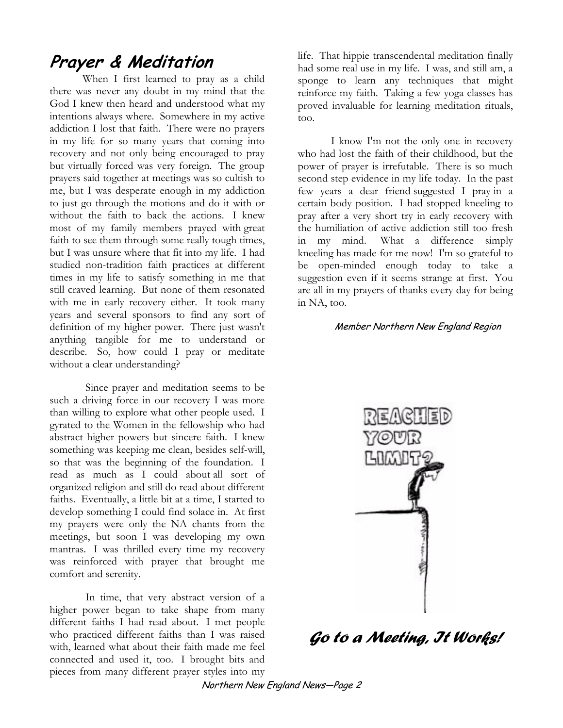# Prayer & Meditation

When I first learned to pray as a child there was never any doubt in my mind that the God I knew then heard and understood what my intentions always where. Somewhere in my active addiction I lost that faith. There were no prayers in my life for so many years that coming into recovery and not only being encouraged to pray but virtually forced was very foreign. The group prayers said together at meetings was so cultish to me, but I was desperate enough in my addiction to just go through the motions and do it with or without the faith to back the actions. I knew most of my family members prayed with great faith to see them through some really tough times, but I was unsure where that fit into my life. I had studied non-tradition faith practices at different times in my life to satisfy something in me that still craved learning. But none of them resonated with me in early recovery either. It took many years and several sponsors to find any sort of definition of my higher power. There just wasn't anything tangible for me to understand or describe. So, how could I pray or meditate without a clear understanding?

Since prayer and meditation seems to be such a driving force in our recovery I was more than willing to explore what other people used. I gyrated to the Women in the fellowship who had abstract higher powers but sincere faith. I knew something was keeping me clean, besides self-will, so that was the beginning of the foundation. I read as much as I could about all sort of organized religion and still do read about different faiths. Eventually, a little bit at a time, I started to develop something I could find solace in. At first my prayers were only the NA chants from the meetings, but soon I was developing my own mantras. I was thrilled every time my recovery was reinforced with prayer that brought me comfort and serenity.

In time, that very abstract version of a higher power began to take shape from many different faiths I had read about. I met people who practiced different faiths than I was raised with, learned what about their faith made me feel connected and used it, too. I brought bits and pieces from many different prayer styles into my life. That hippie transcendental meditation finally had some real use in my life. I was, and still am, a sponge to learn any techniques that might reinforce my faith. Taking a few yoga classes has proved invaluable for learning meditation rituals, too.

I know I'm not the only one in recovery who had lost the faith of their childhood, but the power of prayer is irrefutable. There is so much second step evidence in my life today. In the past few years a dear friend suggested I pray in a certain body position. I had stopped kneeling to pray after a very short try in early recovery with the humiliation of active addiction still too fresh in my mind. What a difference simply kneeling has made for me now! I'm so grateful to be open-minded enough today to take a suggestion even if it seems strange at first. You are all in my prayers of thanks every day for being in NA, too.

*Member Northern New England Region*

REACHED YOUR LIMIT?

***Go to a Meeting, It Works!***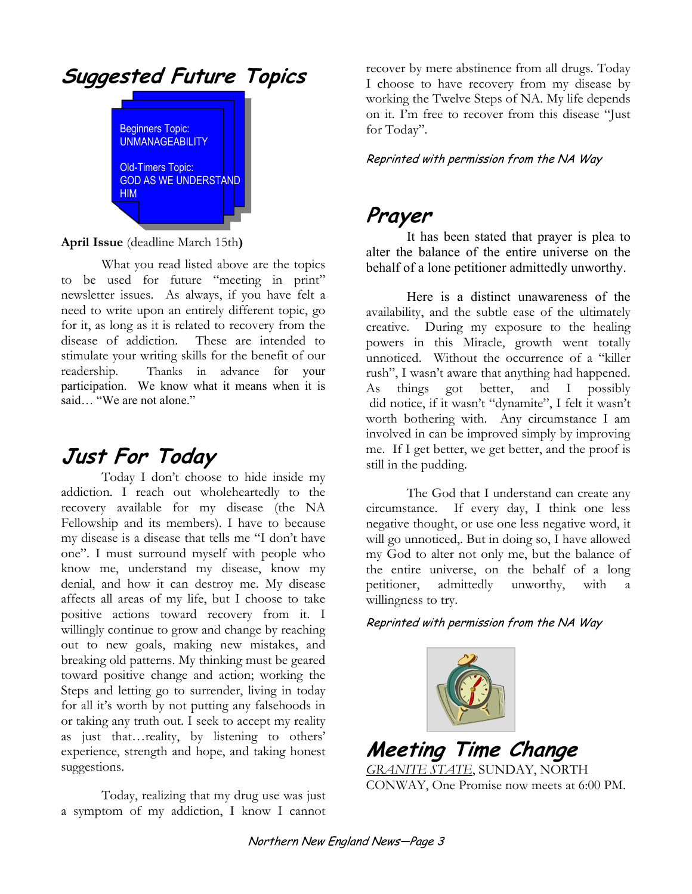## Suggested Future Topics

Beginners Topic:
UNMANAGEABILITY

Old-Timers Topic:
GOD AS WE UNDERSTAND HIM

**April Issue** (deadline March 15th**)**

What you read listed above are the topics to be used for future "meeting in print" newsletter issues. As always, if you have felt a need to write upon an entirely different topic, go for it, as long as it is related to recovery from the disease of addiction. These are intended to stimulate your writing skills for the benefit of our readership. Thanks in advance for your participation. We know what it means when it is said… "We are not alone."

## Just For Today

Today I don't choose to hide inside my addiction. I reach out wholeheartedly to the recovery available for my disease (the NA Fellowship and its members). I have to because my disease is a disease that tells me "I don't have one". I must surround myself with people who know me, understand my disease, know my denial, and how it can destroy me. My disease affects all areas of my life, but I choose to take positive actions toward recovery from it. I willingly continue to grow and change by reaching out to new goals, making new mistakes, and breaking old patterns. My thinking must be geared toward positive change and action; working the Steps and letting go to surrender, living in today for all it's worth by not putting any falsehoods in or taking any truth out. I seek to accept my reality as just that…reality, by listening to others' experience, strength and hope, and taking honest suggestions.

Today, realizing that my drug use was just a symptom of my addiction, I know I cannot recover by mere abstinence from all drugs. Today I choose to have recovery from my disease by working the Twelve Steps of NA. My life depends on it. I'm free to recover from this disease "Just for Today".

*Reprinted with permission from the NA Way*

## Prayer

It has been stated that prayer is plea to alter the balance of the entire universe on the behalf of a lone petitioner admittedly unworthy.

Here is a distinct unawareness of the availability, and the subtle ease of the ultimately creative. During my exposure to the healing powers in this Miracle, growth went totally unnoticed. Without the occurrence of a "killer rush", I wasn't aware that anything had happened. As things got better, and I possibly did notice, if it wasn't "dynamite", I felt it wasn't worth bothering with. Any circumstance I am involved in can be improved simply by improving me. If I get better, we get better, and the proof is still in the pudding.

The God that I understand can create any circumstance. If every day, I think one less negative thought, or use one less negative word, it will go unnoticed,. But in doing so, I have allowed my God to alter not only me, but the balance of the entire universe, on the behalf of a long petitioner, admittedly unworthy, with a willingness to try.

*Reprinted with permission from the NA Way*

## Meeting Time Change

GRANITE STATE, SUNDAY, NORTH CONWAY, One Promise now meets at 6:00 PM.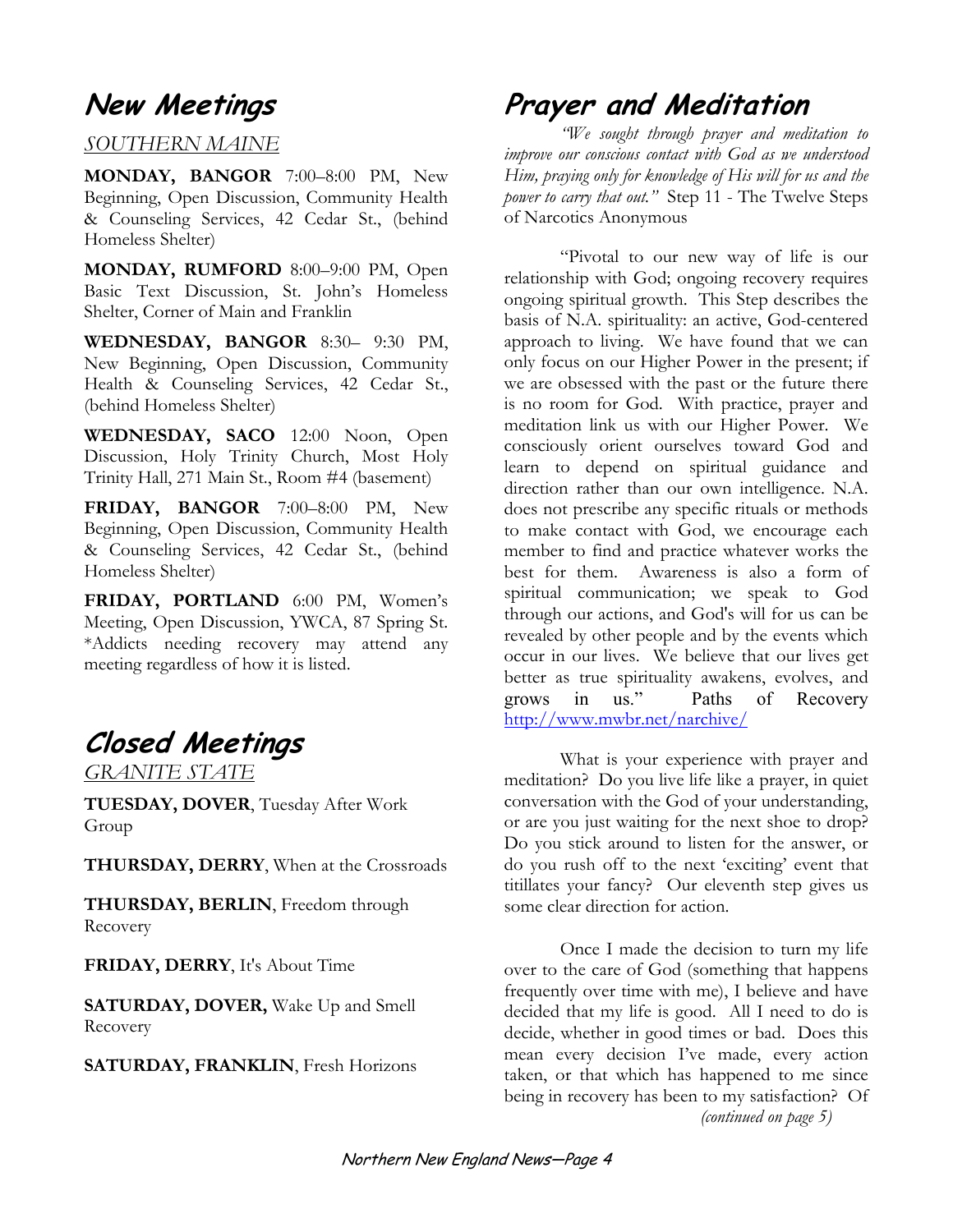# New Meetings

## SOUTHERN MAINE

**MONDAY, BANGOR** 7:00–8:00 PM, New Beginning, Open Discussion, Community Health & Counseling Services, 42 Cedar St., (behind Homeless Shelter)

**MONDAY, RUMFORD** 8:00–9:00 PM, Open Basic Text Discussion, St. John's Homeless Shelter, Corner of Main and Franklin

**WEDNESDAY, BANGOR** 8:30– 9:30 PM, New Beginning, Open Discussion, Community Health & Counseling Services, 42 Cedar St., (behind Homeless Shelter)

**WEDNESDAY, SACO** 12:00 Noon, Open Discussion, Holy Trinity Church, Most Holy Trinity Hall, 271 Main St., Room #4 (basement)

**FRIDAY, BANGOR** 7:00–8:00 PM, New Beginning, Open Discussion, Community Health & Counseling Services, 42 Cedar St., (behind Homeless Shelter)

**FRIDAY, PORTLAND** 6:00 PM, Women's Meeting, Open Discussion, YWCA, 87 Spring St. *Addicts needing recovery may attend any meeting regardless of how it is listed.

# Closed Meetings

## GRANITE STATE

**TUESDAY, DOVER**, Tuesday After Work Group

**THURSDAY, DERRY**, When at the Crossroads

**THURSDAY, BERLIN**, Freedom through Recovery

**FRIDAY, DERRY**, It's About Time

**SATURDAY, DOVER,** Wake Up and Smell Recovery

**SATURDAY, FRANKLIN**, Fresh Horizons

# Prayer and Meditation

*"We sought through prayer and meditation to improve our conscious contact with God as we understood Him, praying only for knowledge of His will for us and the power to carry that out."* Step 11 - The Twelve Steps of Narcotics Anonymous

"Pivotal to our new way of life is our relationship with God; ongoing recovery requires ongoing spiritual growth. This Step describes the basis of N.A. spirituality: an active, God-centered approach to living. We have found that we can only focus on our Higher Power in the present; if we are obsessed with the past or the future there is no room for God. With practice, prayer and meditation link us with our Higher Power. We consciously orient ourselves toward God and learn to depend on spiritual guidance and direction rather than our own intelligence. N.A. does not prescribe any specific rituals or methods to make contact with God, we encourage each member to find and practice whatever works the best for them. Awareness is also a form of spiritual communication; we speak to God through our actions, and God's will for us can be revealed by other people and by the events which occur in our lives. We believe that our lives get better as true spirituality awakens, evolves, and grows in us." Paths of Recovery http://www.mwbr.net/narchive/

What is your experience with prayer and meditation? Do you live life like a prayer, in quiet conversation with the God of your understanding, or are you just waiting for the next shoe to drop? Do you stick around to listen for the answer, or do you rush off to the next 'exciting' event that titillates your fancy? Our eleventh step gives us some clear direction for action.

Once I made the decision to turn my life over to the care of God (something that happens frequently over time with me), I believe and have decided that my life is good. All I need to do is decide, whether in good times or bad. Does this mean every decision I've made, every action taken, or that which has happened to me since being in recovery has been to my satisfaction? Of

*(continued on page 5)*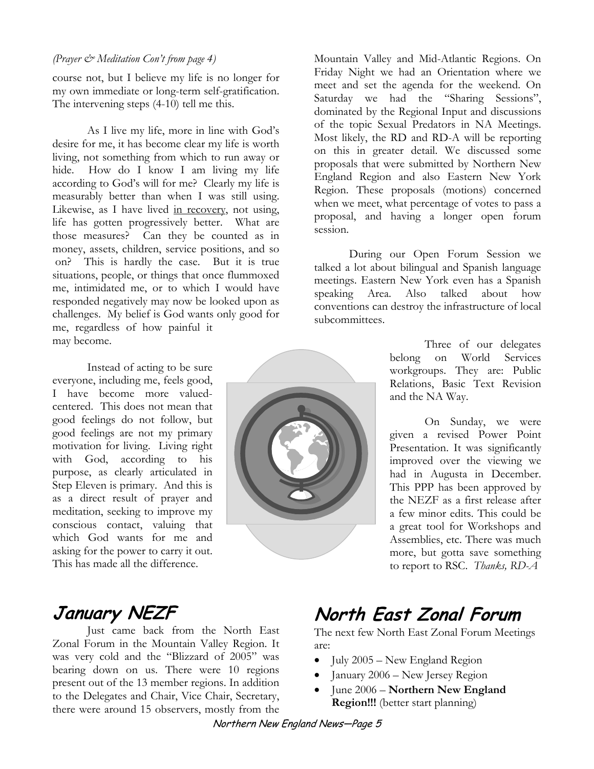*(Prayer & Meditation Con't from page 4)*

course not, but I believe my life is no longer for my own immediate or long-term self-gratification. The intervening steps (4-10) tell me this.

As I live my life, more in line with God's desire for me, it has become clear my life is worth living, not something from which to run away or hide. How do I know I am living my life according to God's will for me? Clearly my life is measurably better than when I was still using. Likewise, as I have lived in recovery, not using, life has gotten progressively better. What are those measures? Can they be counted as in money, assets, children, service positions, and so on? This is hardly the case. But it is true situations, people, or things that once flummoxed me, intimidated me, or to which I would have responded negatively may now be looked upon as challenges. My belief is God wants only good for me, regardless of how painful it may become.

Instead of acting to be sure everyone, including me, feels good, I have become more valued-centered. This does not mean that good feelings do not follow, but good feelings are not my primary motivation for living. Living right with God, according to his purpose, as clearly articulated in Step Eleven is primary. And this is as a direct result of prayer and meditation, seeking to improve my conscious contact, valuing that which God wants for me and asking for the power to carry it out. This has made all the difference.

# January NEZF

Just came back from the North East Zonal Forum in the Mountain Valley Region. It was very cold and the "Blizzard of 2005" was bearing down on us. There were 10 regions present out of the 13 member regions. In addition to the Delegates and Chair, Vice Chair, Secretary, there were around 15 observers, mostly from the Mountain Valley and Mid-Atlantic Regions. On Friday Night we had an Orientation where we meet and set the agenda for the weekend. On Saturday we had the "Sharing Sessions", dominated by the Regional Input and discussions of the topic Sexual Predators in NA Meetings. Most likely, the RD and RD-A will be reporting on this in greater detail. We discussed some proposals that were submitted by Northern New England Region and also Eastern New York Region. These proposals (motions) concerned when we meet, what percentage of votes to pass a proposal, and having a longer open forum session.

During our Open Forum Session we talked a lot about bilingual and Spanish language meetings. Eastern New York even has a Spanish speaking Area. Also talked about how conventions can destroy the infrastructure of local subcommittees.

Three of our delegates belong on World Services workgroups. They are: Public Relations, Basic Text Revision and the NA Way.

On Sunday, we were given a revised Power Point Presentation. It was significantly improved over the viewing we had in Augusta in December. This PPP has been approved by the NEZF as a first release after a few minor edits. This could be a great tool for Workshops and Assemblies, etc. There was much more, but gotta save something to report to RSC. *Thanks, RD-A*

# North East Zonal Forum

The next few North East Zonal Forum Meetings are:

- July 2005 – New England Region
- January 2006 – New Jersey Region
- June 2006 – **Northern New England Region!!!** (better start planning)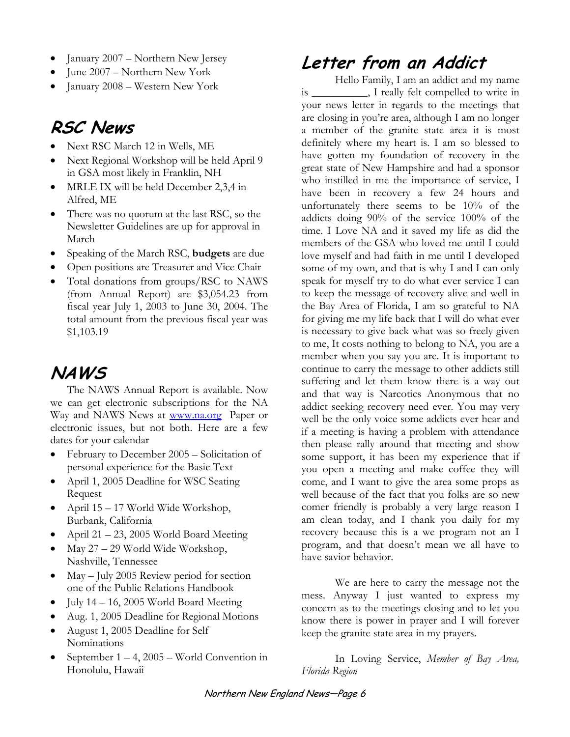- January 2007 – Northern New Jersey
- June 2007 – Northern New York
- January 2008 – Western New York

## RSC News

- Next RSC March 12 in Wells, ME
- Next Regional Workshop will be held April 9 in GSA most likely in Franklin, NH
- MRLE IX will be held December 2,3,4 in Alfred, ME
- There was no quorum at the last RSC, so the Newsletter Guidelines are up for approval in March
- Speaking of the March RSC, **budgets** are due
- Open positions are Treasurer and Vice Chair
- Total donations from groups/RSC to NAWS (from Annual Report) are $3,054.23 from fiscal year July 1, 2003 to June 30, 2004. The total amount from the previous fiscal year was $1,103.19

## NAWS

The NAWS Annual Report is available. Now we can get electronic subscriptions for the NA Way and NAWS News at www.na.org Paper or electronic issues, but not both. Here are a few dates for your calendar

- February to December 2005 – Solicitation of personal experience for the Basic Text
- April 1, 2005 Deadline for WSC Seating Request
- April 15 – 17 World Wide Workshop, Burbank, California
- April 21 – 23, 2005 World Board Meeting
- May 27 – 29 World Wide Workshop, Nashville, Tennessee
- May – July 2005 Review period for section one of the Public Relations Handbook
- July 14 – 16, 2005 World Board Meeting
- Aug. 1, 2005 Deadline for Regional Motions
- August 1, 2005 Deadline for Self Nominations
- September 1 – 4, 2005 – World Convention in Honolulu, Hawaii

## Letter from an Addict

Hello Family, I am an addict and my name is __________, I really felt compelled to write in your news letter in regards to the meetings that are closing in you're area, although I am no longer a member of the granite state area it is most definitely where my heart is. I am so blessed to have gotten my foundation of recovery in the great state of New Hampshire and had a sponsor who instilled in me the importance of service, I have been in recovery a few 24 hours and unfortunately there seems to be 10% of the addicts doing 90% of the service 100% of the time. I Love NA and it saved my life as did the members of the GSA who loved me until I could love myself and had faith in me until I developed some of my own, and that is why I and I can only speak for myself try to do what ever service I can to keep the message of recovery alive and well in the Bay Area of Florida, I am so grateful to NA for giving me my life back that I will do what ever is necessary to give back what was so freely given to me, It costs nothing to belong to NA, you are a member when you say you are. It is important to continue to carry the message to other addicts still suffering and let them know there is a way out and that way is Narcotics Anonymous that no addict seeking recovery need ever. You may very well be the only voice some addicts ever hear and if a meeting is having a problem with attendance then please rally around that meeting and show some support, it has been my experience that if you open a meeting and make coffee they will come, and I want to give the area some props as well because of the fact that you folks are so new comer friendly is probably a very large reason I am clean today, and I thank you daily for my recovery because this is a we program not an I program, and that doesn't mean we all have to have savior behavior.

We are here to carry the message not the mess. Anyway I just wanted to express my concern as to the meetings closing and to let you know there is power in prayer and I will forever keep the granite state area in my prayers.

In Loving Service, *Member of Bay Area, Florida Region*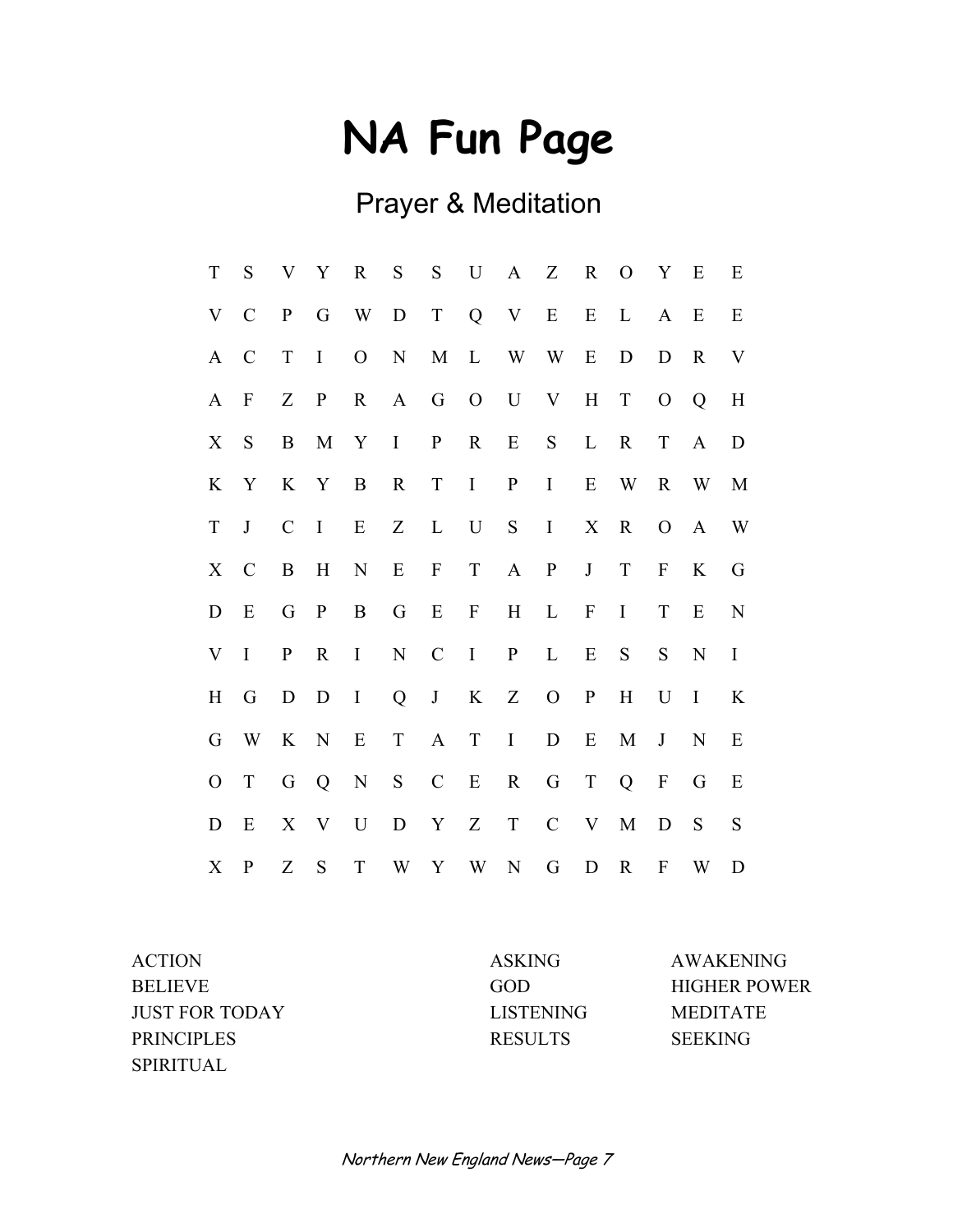# NA Fun Page

## Prayer & Meditation

| | | | | | | | | | | | | | | |
|---|---|---|---|---|---|---|---|---|---|---|---|---|---|---|
| T | S | V | Y | R | S | S | U | A | Z | R | O | Y | E | E |
| V | C | P | G | W | D | T | Q | V | E | E | L | A | E | E |
| A | C | T | I | O | N | M | L | W | W | E | D | D | R | V |
| A | F | Z | P | R | A | G | O | U | V | H | T | O | Q | H |
| X | S | B | M | Y | I | P | R | E | S | L | R | T | A | D |
| K | Y | K | Y | B | R | T | I | P | I | E | W | R | W | M |
| T | J | C | I | E | Z | L | U | S | I | X | R | O | A | W |
| X | C | B | H | N | E | F | T | A | P | J | T | F | K | G |
| D | E | G | P | B | G | E | F | H | L | F | I | T | E | N |
| V | I | P | R | I | N | C | I | P | L | E | S | S | N | I |
| H | G | D | D | I | Q | J | K | Z | O | P | H | U | I | K |
| G | W | K | N | E | T | A | T | I | D | E | M | J | N | E |
| O | T | G | Q | N | S | C | E | R | G | T | Q | F | G | E |
| D | E | X | V | U | D | Y | Z | T | C | V | M | D | S | S |
| X | P | Z | S | T | W | Y | W | N | G | D | R | F | W | D |

ACTION
BELIEVE
JUST FOR TODAY
PRINCIPLES
SPIRITUAL
ASKING
GOD
LISTENING
RESULTS
AWAKENING
HIGHER POWER
MEDITATE
SEEKING

*Northern New England News—Page 7*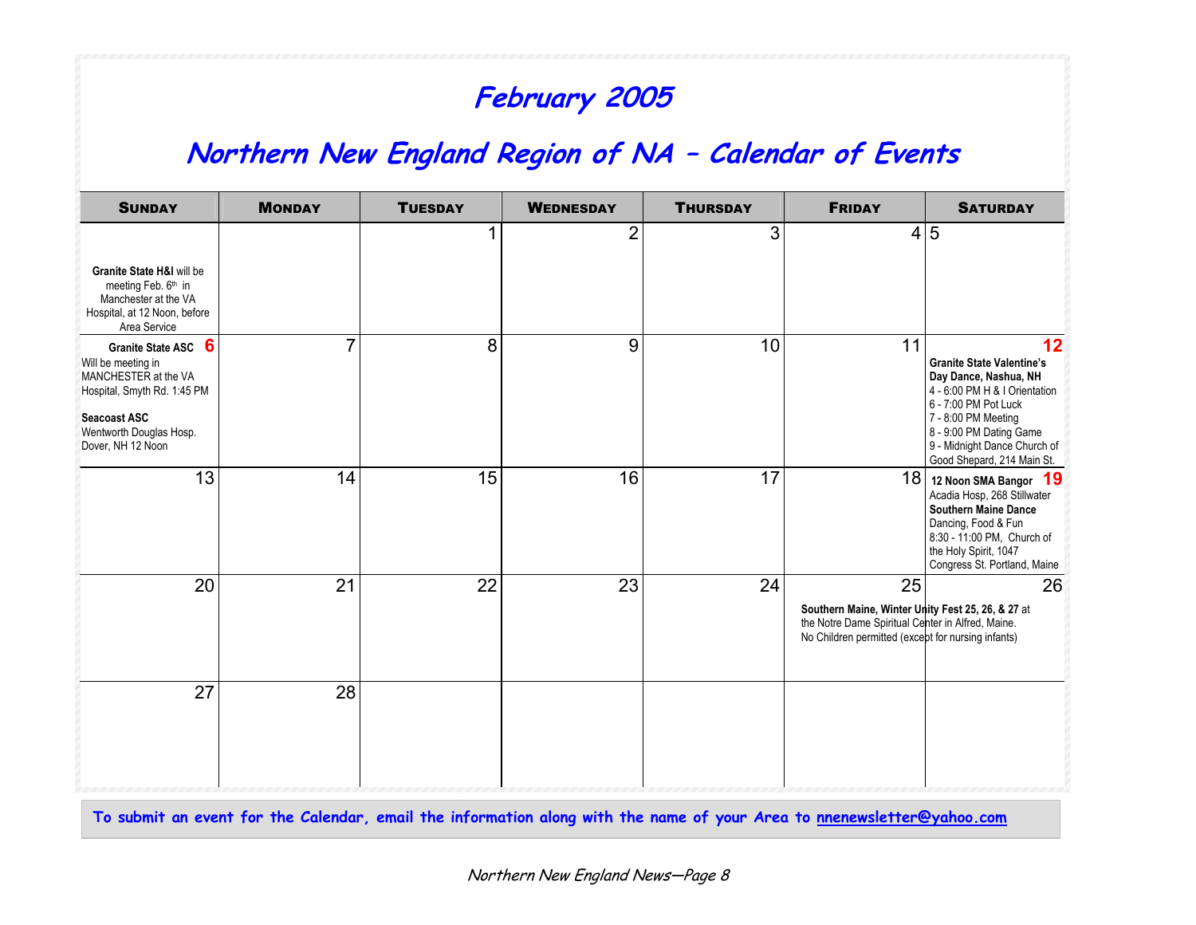# February 2005

## Northern New England Region of NA – Calendar of Events

| SUNDAY | MONDAY | TUESDAY | WEDNESDAY | THURSDAY | FRIDAY | SATURDAY |
|---|---|---|---|---|---|---|
| **Granite State H&I** will be meeting Feb. 6th in Manchester at the VA Hospital, at 12 Noon, before Area Service | | 1 | 2 | 3 | 4 | 5 |
| 6 **Granite State ASC** Will be meeting in MANCHESTER at the VA Hospital, Smyth Rd. 1:45 PM<br><br>**Seacoast ASC** Wentworth Douglas Hosp. Dover, NH 12 Noon | 7 | 8 | 9 | 10 | 11 | 12 **Granite State Valentine's Day Dance, Nashua, NH**<br>4 - 6:00 PM H & I Orientation<br>6 - 7:00 PM Pot Luck<br>7 - 8:00 PM Meeting<br>8 - 9:00 PM Dating Game<br>9 - Midnight Dance Church of Good Shepard, 214 Main St. |
| 13 | 14 | 15 | 16 | 17 | 18 | 19 **12 Noon SMA Bangor** Acadia Hosp, 268 Stillwater<br>**Southern Maine Dance** Dancing, Food & Fun 8:30 - 11:00 PM, Church of the Holy Spirit, 1047 Congress St. Portland, Maine |
| 20 | 21 | 22 | 23 | 24 | 25 **Southern Maine, Winter Unity Fest 25, 26, & 27** at the Notre Dame Spiritual Center in Alfred, Maine. No Children permitted (except for nursing infants) | 26 |
| 27 | 28 | | | | | |

**To submit an event for the Calendar, email the information along with the name of your Area to nnenewsletter@yahoo.com**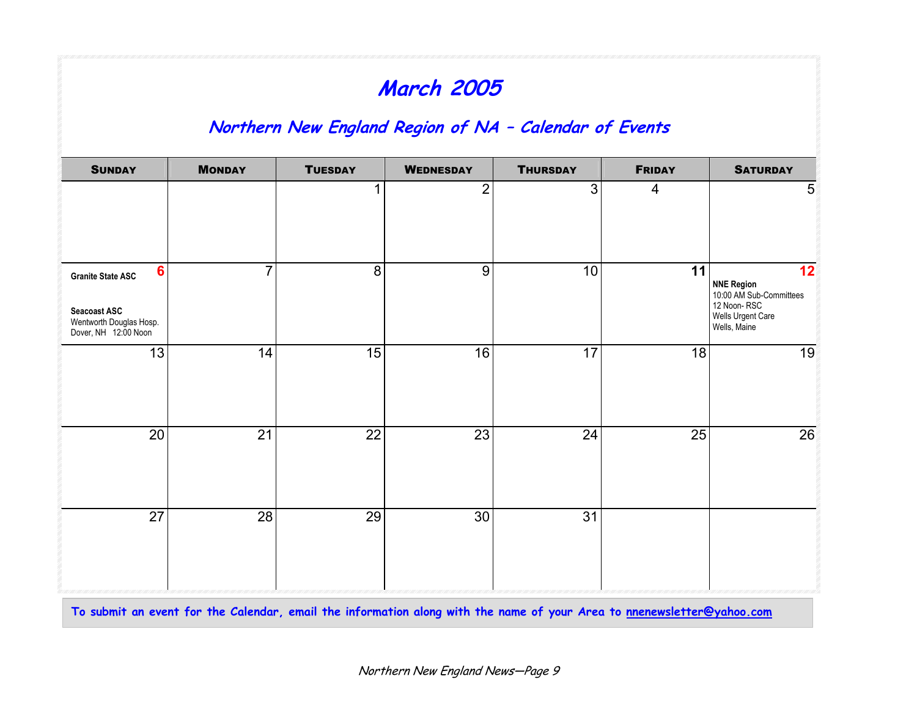# March 2005

## Northern New England Region of NA – Calendar of Events

| SUNDAY | MONDAY | TUESDAY | WEDNESDAY | THURSDAY | FRIDAY | SATURDAY |
|---|---|---|---|---|---|---|
| | | 1 | 2 | 3 | 4 | 5 |
| 6 **Granite State ASC** **Seacoast ASC** Wentworth Douglas Hosp. Dover, NH 12:00 Noon | 7 | 8 | 9 | 10 | 11 | 12 **NNE Region** 10:00 AM Sub-Committees 12 Noon- RSC Wells Urgent Care Wells, Maine |
| 13 | 14 | 15 | 16 | 17 | 18 | 19 |
| 20 | 21 | 22 | 23 | 24 | 25 | 26 |
| 27 | 28 | 29 | 30 | 31 | | |

**To submit an event for the Calendar, email the information along with the name of your Area to nnenewsletter@yahoo.com**